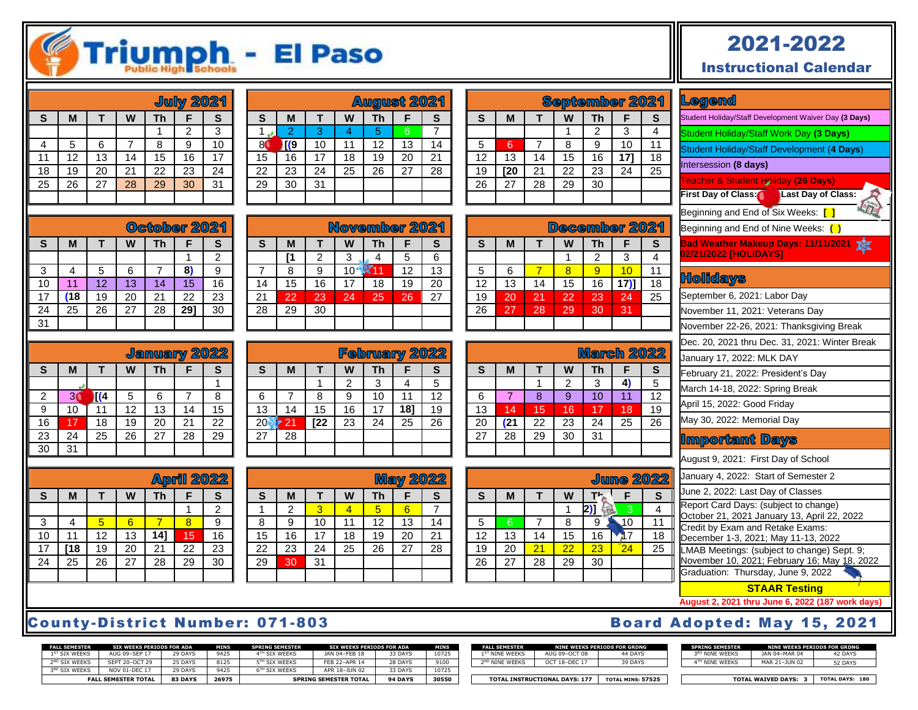# Triumph Public High Schools - El Paso

## 2021-2022 Instructional Calendar

### July 2021

| S | M | T | W | Th | F | S |
|---|---|---|---|---|---|---|
| | | | | 1 | 2 | 3 |
| 4 | 5 | 6 | 7 | 8 | 9 | 10 |
| 11 | 12 | 13 | 14 | 15 | 16 | 17 |
| 18 | 19 | 20 | 21 | 22 | 23 | 24 |
| 25 | 26 | 27 | 28 | 29 | 30 | 31 |

### August 2021

| S | M | T | W | Th | F | S |
|---|---|---|---|---|---|---|
| 1 | 2 | 3 | 4 | 5 | 6 | 7 |
| 8 | [(9 | 10 | 11 | 12 | 13 | 14 |
| 15 | 16 | 17 | 18 | 19 | 20 | 21 |
| 22 | 23 | 24 | 25 | 26 | 27 | 28 |
| 29 | 30 | 31 | | | | |

### September 2021

| S | M | T | W | Th | F | S |
|---|---|---|---|---|---|---|
| | | | 1 | 2 | 3 | 4 |
| 5 | 6 | 7 | 8 | 9 | 10 | 11 |
| 12 | 13 | 14 | 15 | 16 | 17] | 18 |
| 19 | [20 | 21 | 22 | 23 | 24 | 25 |
| 26 | 27 | 28 | 29 | 30 | | |

### October 2021

| S | M | T | W | Th | F | S |
|---|---|---|---|---|---|---|
| | | | | | 1 | 2 |
| 3 | 4 | 5 | 6 | 7 | 8) | 9 |
| 10 | 11 | 12 | 13 | 14 | 15 | 16 |
| 17 | (18 | 19 | 20 | 21 | 22 | 23 |
| 24 | 25 | 26 | 27 | 28 | 29] | 30 |
| 31 | | | | | | |

### November 2021

| S | M | T | W | Th | F | S |
|---|---|---|---|---|---|---|
| | [1 | 2 | 3 | 4 | 5 | 6 |
| 7 | 8 | 9 | 10 | 11 | 12 | 13 |
| 14 | 15 | 16 | 17 | 18 | 19 | 20 |
| 21 | 22 | 23 | 24 | 25 | 26 | 27 |
| 28 | 29 | 30 | | | | |

### December 2021

| S | M | T | W | Th | F | S |
|---|---|---|---|---|---|---|
| | | | 1 | 2 | 3 | 4 |
| 5 | 6 | 7 | 8 | 9 | 10 | 11 |
| 12 | 13 | 14 | 15 | 16 | 17)] | 18 |
| 19 | 20 | 21 | 22 | 23 | 24 | 25 |
| 26 | 27 | 28 | 29 | 30 | 31 | |

### January 2022

| S | M | T | W | Th | F | S |
|---|---|---|---|---|---|---|
| | | | | | | 1 |
| 2 | 3 | [(4 | 5 | 6 | 7 | 8 |
| 9 | 10 | 11 | 12 | 13 | 14 | 15 |
| 16 | 17 | 18 | 19 | 20 | 21 | 22 |
| 23 | 24 | 25 | 26 | 27 | 28 | 29 |
| 30 | 31 | | | | | |

### February 2022

| S | M | T | W | Th | F | S |
|---|---|---|---|---|---|---|
| | | 1 | 2 | 3 | 4 | 5 |
| 6 | 7 | 8 | 9 | 10 | 11 | 12 |
| 13 | 14 | 15 | 16 | 17 | 18] | 19 |
| 20 | 21 | [22 | 23 | 24 | 25 | 26 |
| 27 | 28 | | | | | |

### March 2022

| S | M | T | W | Th | F | S |
|---|---|---|---|---|---|---|
| | | 1 | 2 | 3 | 4) | 5 |
| 6 | 7 | 8 | 9 | 10 | 11 | 12 |
| 13 | 14 | 15 | 16 | 17 | 18 | 19 |
| 20 | (21 | 22 | 23 | 24 | 25 | 26 |
| 27 | 28 | 29 | 30 | 31 | | |

### April 2022

| S | M | T | W | Th | F | S |
|---|---|---|---|---|---|---|
| | | | | | 1 | 2 |
| 3 | 4 | 5 | 6 | 7 | 8 | 9 |
| 10 | 11 | 12 | 13 | 14] | 15 | 16 |
| 17 | [18 | 19 | 20 | 21 | 22 | 23 |
| 24 | 25 | 26 | 27 | 28 | 29 | 30 |

### May 2022

| S | M | T | W | Th | F | S |
|---|---|---|---|---|---|---|
| 1 | 2 | 3 | 4 | 5 | 6 | 7 |
| 8 | 9 | 10 | 11 | 12 | 13 | 14 |
| 15 | 16 | 17 | 18 | 19 | 20 | 21 |
| 22 | 23 | 24 | 25 | 26 | 27 | 28 |
| 29 | 30 | 31 | | | | |

### June 2022

| S | M | T | W | Th | F | S |
|---|---|---|---|---|---|---|
| | | | 1 | 2)] | 3 | 4 |
| 5 | 6 | 7 | 8 | 9 | 10 | 11 |
| 12 | 13 | 14 | 15 | 16 | 17 | 18 |
| 19 | 20 | 21 | 22 | 23 | 24 | 25 |
| 26 | 27 | 28 | 29 | 30 | | |

## Legend

- Student Holiday/Staff Development Waiver Day **(3 Days)**
- Student Holiday/Staff Work Day **(3 Days)**
- Student Holiday/Staff Development **(4 Days)**
- Intersession **(8 days)**
- Teacher & Student Holiday **(26 Days)**
- **First Day of Class:** **Last Day of Class:**
- Beginning and End of Six Weeks: **[ ]**
- Beginning and End of Nine Weeks: **( )**
- **Bad Weather Makeup Days: 11/11/2021 02/21/2022 [HOLIDAYS]**

## Holidays

- September 6, 2021: Labor Day
- November 11, 2021: Veterans Day
- November 22-26, 2021: Thanksgiving Break
- Dec. 20, 2021 thru Dec. 31, 2021: Winter Break
- January 17, 2022: MLK DAY
- February 21, 2022: President's Day
- March 14-18, 2022: Spring Break
- April 15, 2022: Good Friday
- May 30, 2022: Memorial Day

## Important Days

- August 9, 2021: First Day of School
- January 4, 2022: Start of Semester 2
- June 2, 2022: Last Day of Classes
- Report Card Days: (subject to change) October 21, 2021 January 13, 2022, April 22, 2022
- Credit by Exam and Retake Exams: December 1-3, 2021; May 11-13, 2022
- LMAB Meetings: (subject to change) Sept. 9; November 10, 2021; February 16; May 18, 2022
- Graduation: Thursday, June 9, 2022

**STAAR Testing**

**August 2, 2021 thru June 6, 2022 (187 work days)**

**County-District Number: 071-803** **Board Adopted: May 15, 2021**

| FALL SEMESTER | SIX WEEKS PERIODS FOR ADA | | MINS | SPRING SEMESTER | SIX WEEKS PERIODS FOR ADA | | MINS |
|---|---|---|---|---|---|---|---|
| 1ST SIX WEEKS | AUG 09–SEP 17 | 29 DAYS | 9425 | 4TH SIX WEEKS | JAN 04–FEB 18 | 33 DAYS | 10725 |
| 2ND SIX WEEKS | SEPT 20–OCT 29 | 25 DAYS | 8125 | 5TH SIX WEEKS | FEB 22–APR 14 | 28 DAYS | 9100 |
| 3RD SIX WEEKS | NOV 01–DEC 17 | 29 DAYS | 9425 | 6TH SIX WEEKS | APR 18–JUN 02 | 33 DAYS | 10725 |
| FALL SEMESTER TOTAL | | 83 DAYS | 26975 | SPRING SEMESTER TOTAL | | 94 DAYS | 30550 |

| FALL SEMESTER | NINE WEEKS PERIODS FOR GRDNG | |
|---|---|---|
| 1ST NINE WEEKS | AUG 09–OCT 08 | 44 DAYS |
| 2ND NINE WEEKS | OCT 18–DEC 17 | 39 DAYS |
| TOTAL INSTRUCTIONAL DAYS: 177 | | TOTAL MINS: 57525 |

| SPRING SEMESTER | NINE WEEKS PERIODS FOR GRDNG | |
|---|---|---|
| 3RD NINE WEEKS | JAN 04–MAR 04 | 42 DAYS |
| 4TH NINE WEEKS | MAR 21–JUN 02 | 52 DAYS |
| TOTAL WAIVED DAYS: 3 | | TOTAL DAYS: 180 |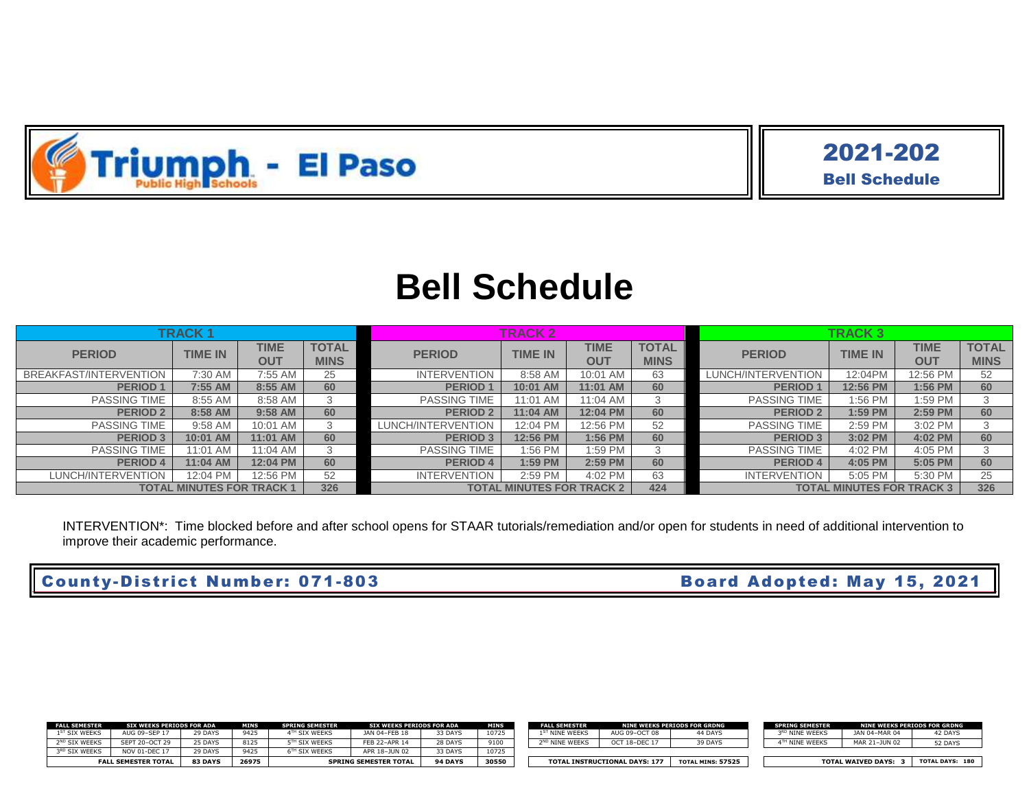Triumph Public High Schools - El Paso

**2021-202**
**Bell Schedule**

# Bell Schedule

| TRACK 1 | | | | TRACK 2 | | | | TRACK 3 | | | |
|---|---|---|---|---|---|---|---|---|---|---|---|
| PERIOD | TIME IN | TIME OUT | TOTAL MINS | PERIOD | TIME IN | TIME OUT | TOTAL MINS | PERIOD | TIME IN | TIME OUT | TOTAL MINS |
| BREAKFAST/INTERVENTION | 7:30 AM | 7:55 AM | 25 | INTERVENTION | 8:58 AM | 10:01 AM | 63 | LUNCH/INTERVENTION | 12:04PM | 12:56 PM | 52 |
| **PERIOD 1** | **7:55 AM** | **8:55 AM** | **60** | **PERIOD 1** | **10:01 AM** | **11:01 AM** | **60** | **PERIOD 1** | **12:56 PM** | **1:56 PM** | **60** |
| PASSING TIME | 8:55 AM | 8:58 AM | 3 | PASSING TIME | 11:01 AM | 11:04 AM | 3 | PASSING TIME | 1:56 PM | 1:59 PM | 3 |
| **PERIOD 2** | **8:58 AM** | **9:58 AM** | **60** | **PERIOD 2** | **11:04 AM** | **12:04 PM** | **60** | **PERIOD 2** | **1:59 PM** | **2:59 PM** | **60** |
| PASSING TIME | 9:58 AM | 10:01 AM | 3 | LUNCH/INTERVENTION | 12:04 PM | 12:56 PM | 52 | PASSING TIME | 2:59 PM | 3:02 PM | 3 |
| **PERIOD 3** | **10:01 AM** | **11:01 AM** | **60** | **PERIOD 3** | **12:56 PM** | **1:56 PM** | **60** | **PERIOD 3** | **3:02 PM** | **4:02 PM** | **60** |
| PASSING TIME | 11:01 AM | 11:04 AM | 3 | PASSING TIME | 1:56 PM | 1:59 PM | 3 | PASSING TIME | 4:02 PM | 4:05 PM | 3 |
| **PERIOD 4** | **11:04 AM** | **12:04 PM** | **60** | **PERIOD 4** | **1:59 PM** | **2:59 PM** | **60** | **PERIOD 4** | **4:05 PM** | **5:05 PM** | **60** |
| LUNCH/INTERVENTION | 12:04 PM | 12:56 PM | 52 | INTERVENTION | 2:59 PM | 4:02 PM | 63 | INTERVENTION | 5:05 PM | 5:30 PM | 25 |
| **TOTAL MINUTES FOR TRACK 1** | | | **326** | **TOTAL MINUTES FOR TRACK 2** | | | **424** | **TOTAL MINUTES FOR TRACK 3** | | | **326** |

INTERVENTION*: Time blocked before and after school opens for STAAR tutorials/remediation and/or open for students in need of additional intervention to improve their academic performance.

**County-District Number: 071-803** | **Board Adopted: May 15, 2021**

| FALL SEMESTER | SIX WEEKS PERIODS FOR ADA | | MINS | SPRING SEMESTER | SIX WEEKS PERIODS FOR ADA | | MINS |
|---|---|---|---|---|---|---|---|
| 1ST SIX WEEKS | AUG 09–SEP 17 | 29 DAYS | 9425 | 4TH SIX WEEKS | JAN 04–FEB 18 | 33 DAYS | 10725 |
| 2ND SIX WEEKS | SEPT 20–OCT 29 | 25 DAYS | 8125 | 5TH SIX WEEKS | FEB 22–APR 14 | 28 DAYS | 9100 |
| 3RD SIX WEEKS | NOV 01–DEC 17 | 29 DAYS | 9425 | 6TH SIX WEEKS | APR 18–JUN 02 | 33 DAYS | 10725 |
| FALL SEMESTER TOTAL | | 83 DAYS | 26975 | SPRING SEMESTER TOTAL | | 94 DAYS | 30550 |

| FALL SEMESTER | NINE WEEKS PERIODS FOR GRDNG | |
|---|---|---|
| 1ST NINE WEEKS | AUG 09–OCT 08 | 44 DAYS |
| 2ND NINE WEEKS | OCT 18–DEC 17 | 39 DAYS |
| TOTAL INSTRUCTIONAL DAYS: 177 | | TOTAL MINS: 57525 |

| SPRING SEMESTER | NINE WEEKS PERIODS FOR GRDNG | |
|---|---|---|
| 3RD NINE WEEKS | JAN 04–MAR 04 | 42 DAYS |
| 4TH NINE WEEKS | MAR 21–JUN 02 | 52 DAYS |
| TOTAL WAIVED DAYS: 3 | | TOTAL DAYS: 180 |